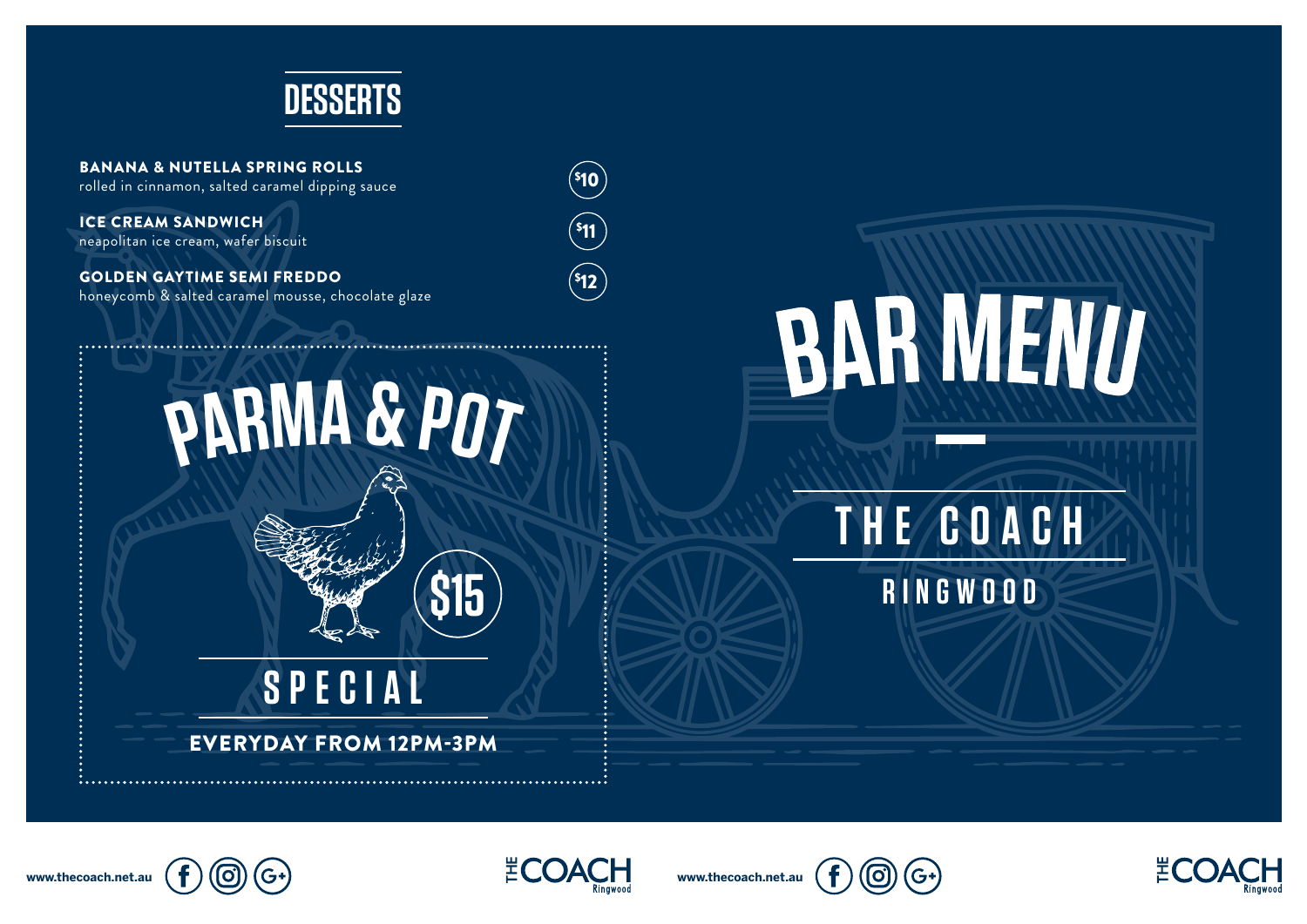## DESSERTS

**BANANA & NUTELLA SPRING ROLLS** — $10
rolled in cinnamon, salted caramel dipping sauce

**ICE CREAM SANDWICH** — $11
neapolitan ice cream, wafer biscuit

**GOLDEN GAYTIME SEMI FREDDO** — $12
honeycomb & salted caramel mousse, chocolate glaze

## PARMA & POT

$15

SPECIAL

EVERYDAY FROM 12PM-3PM

# BAR MENU

THE COACH

RINGWOOD

www.thecoach.net.au

THE COACH Ringwood

www.thecoach.net.au

THE COACH Ringwood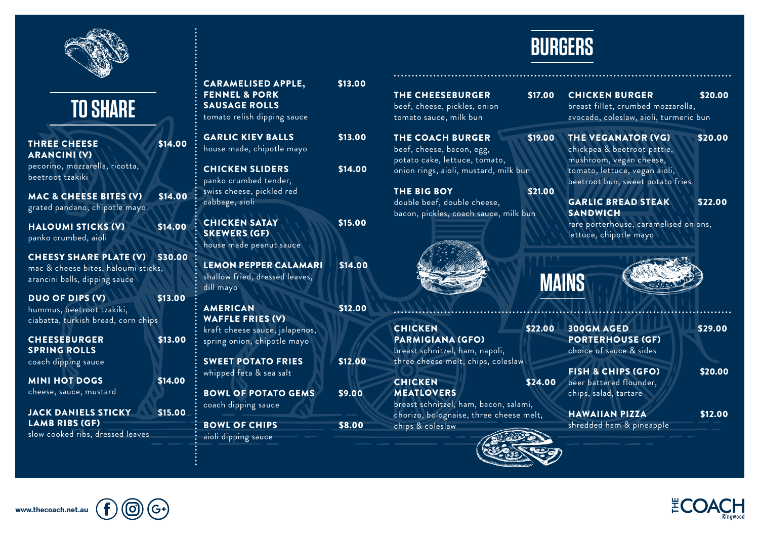# TO SHARE

**THREE CHEESE ARANCINI (V)** $14.00
pecorino, mozzarella, ricotta, beetroot tzakiki

**MAC & CHEESE BITES (V)** $14.00
grated pandano, chipotle mayo

**HALOUMI STICKS (V)** $14.00
panko crumbed, aioli

**CHEESY SHARE PLATE (V)** $30.00
mac & cheese bites, haloumi sticks, arancini balls, dipping sauce

**DUO OF DIPS (V)** $13.00
hummus, beetroot tzakiki, ciabatta, turkish bread, corn chips

**CHEESEBURGER SPRING ROLLS** $13.00
coach dipping sauce

**MINI HOT DOGS** $14.00
cheese, sauce, mustard

**JACK DANIELS STICKY LAMB RIBS (GF)** $15.00
slow cooked ribs, dressed leaves

**CARAMELISED APPLE, FENNEL & PORK SAUSAGE ROLLS** $13.00
tomato relish dipping sauce

**GARLIC KIEV BALLS** $13.00
house made, chipotle mayo

**CHICKEN SLIDERS** $14.00
panko crumbed tender, swiss cheese, pickled red cabbage, aioli

**CHICKEN SATAY SKEWERS (GF)** $15.00
house made peanut sauce

**LEMON PEPPER CALAMARI** $14.00
shallow fried, dressed leaves, dill mayo

**AMERICAN WAFFLE FRIES (V)** $12.00
kraft cheese sauce, jalapenos, spring onion, chipotle mayo

**SWEET POTATO FRIES** $12.00
whipped feta & sea salt

**BOWL OF POTATO GEMS** $9.00
coach dipping sauce

**BOWL OF CHIPS** $8.00
aioli dipping sauce

# BURGERS

**THE CHEESEBURGER** $17.00
beef, cheese, pickles, onion tomato sauce, milk bun

**THE COACH BURGER** $19.00
beef, cheese, bacon, egg, potato cake, lettuce, tomato, onion rings, aioli, mustard, milk bun

**THE BIG BOY** $21.00
double beef, double cheese, bacon, pickles, coach sauce, milk bun

**CHICKEN BURGER** $20.00
breast fillet, crumbed mozzarella, avocado, coleslaw, aioli, turmeric bun

**THE VEGANATOR (VG)** $20.00
chickpea & beetroot pattie, mushroom, vegan cheese, tomato, lettuce, vegan aioli, beetroot bun, sweet potato fries

**GARLIC BREAD STEAK SANDWICH** $22.00
rare porterhouse, caramelised onions, lettuce, chipotle mayo

# MAINS

**CHICKEN PARMIGIANA (GFO)** $22.00
breast schnitzel, ham, napoli, three cheese melt, chips, coleslaw

**CHICKEN MEATLOVERS** $24.00
breast schnitzel, ham, bacon, salami, chorizo, bolognaise, three cheese melt, chips & coleslaw

**300GM AGED PORTERHOUSE (GF)** $29.00
choice of sauce & sides

**FISH & CHIPS (GFO)** $20.00
beer battered flounder, chips, salad, tartare

**HAWAIIAN PIZZA** $12.00
shredded ham & pineapple

www.thecoach.net.au

THE COACH Ringwood